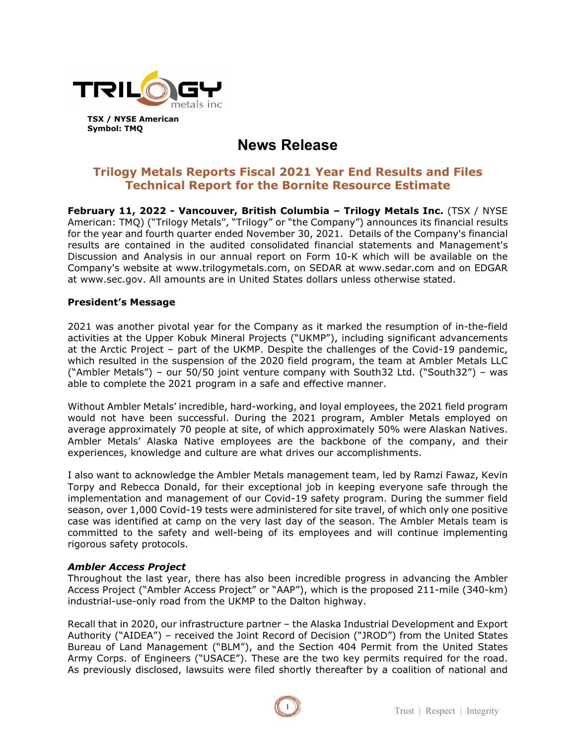**TSX / NYSE American**
**Symbol: TMQ**

# News Release

## Trilogy Metals Reports Fiscal 2021 Year End Results and Files Technical Report for the Bornite Resource Estimate

**February 11, 2022 - Vancouver, British Columbia – Trilogy Metals Inc.** (TSX / NYSE American: TMQ) ("Trilogy Metals", "Trilogy" or "the Company") announces its financial results for the year and fourth quarter ended November 30, 2021. Details of the Company's financial results are contained in the audited consolidated financial statements and Management's Discussion and Analysis in our annual report on Form 10-K which will be available on the Company's website at www.trilogymetals.com, on SEDAR at www.sedar.com and on EDGAR at www.sec.gov. All amounts are in United States dollars unless otherwise stated.

### President's Message

2021 was another pivotal year for the Company as it marked the resumption of in-the-field activities at the Upper Kobuk Mineral Projects ("UKMP"), including significant advancements at the Arctic Project – part of the UKMP. Despite the challenges of the Covid-19 pandemic, which resulted in the suspension of the 2020 field program, the team at Ambler Metals LLC ("Ambler Metals") – our 50/50 joint venture company with South32 Ltd. ("South32") – was able to complete the 2021 program in a safe and effective manner.

Without Ambler Metals' incredible, hard-working, and loyal employees, the 2021 field program would not have been successful. During the 2021 program, Ambler Metals employed on average approximately 70 people at site, of which approximately 50% were Alaskan Natives. Ambler Metals' Alaska Native employees are the backbone of the company, and their experiences, knowledge and culture are what drives our accomplishments.

I also want to acknowledge the Ambler Metals management team, led by Ramzi Fawaz, Kevin Torpy and Rebecca Donald, for their exceptional job in keeping everyone safe through the implementation and management of our Covid-19 safety program. During the summer field season, over 1,000 Covid-19 tests were administered for site travel, of which only one positive case was identified at camp on the very last day of the season. The Ambler Metals team is committed to the safety and well-being of its employees and will continue implementing rigorous safety protocols.

### *Ambler Access Project*

Throughout the last year, there has also been incredible progress in advancing the Ambler Access Project ("Ambler Access Project" or "AAP"), which is the proposed 211-mile (340-km) industrial-use-only road from the UKMP to the Dalton highway.

Recall that in 2020, our infrastructure partner – the Alaska Industrial Development and Export Authority ("AIDEA") – received the Joint Record of Decision ("JROD") from the United States Bureau of Land Management ("BLM"), and the Section 404 Permit from the United States Army Corps. of Engineers ("USACE"). These are the two key permits required for the road. As previously disclosed, lawsuits were filed shortly thereafter by a coalition of national and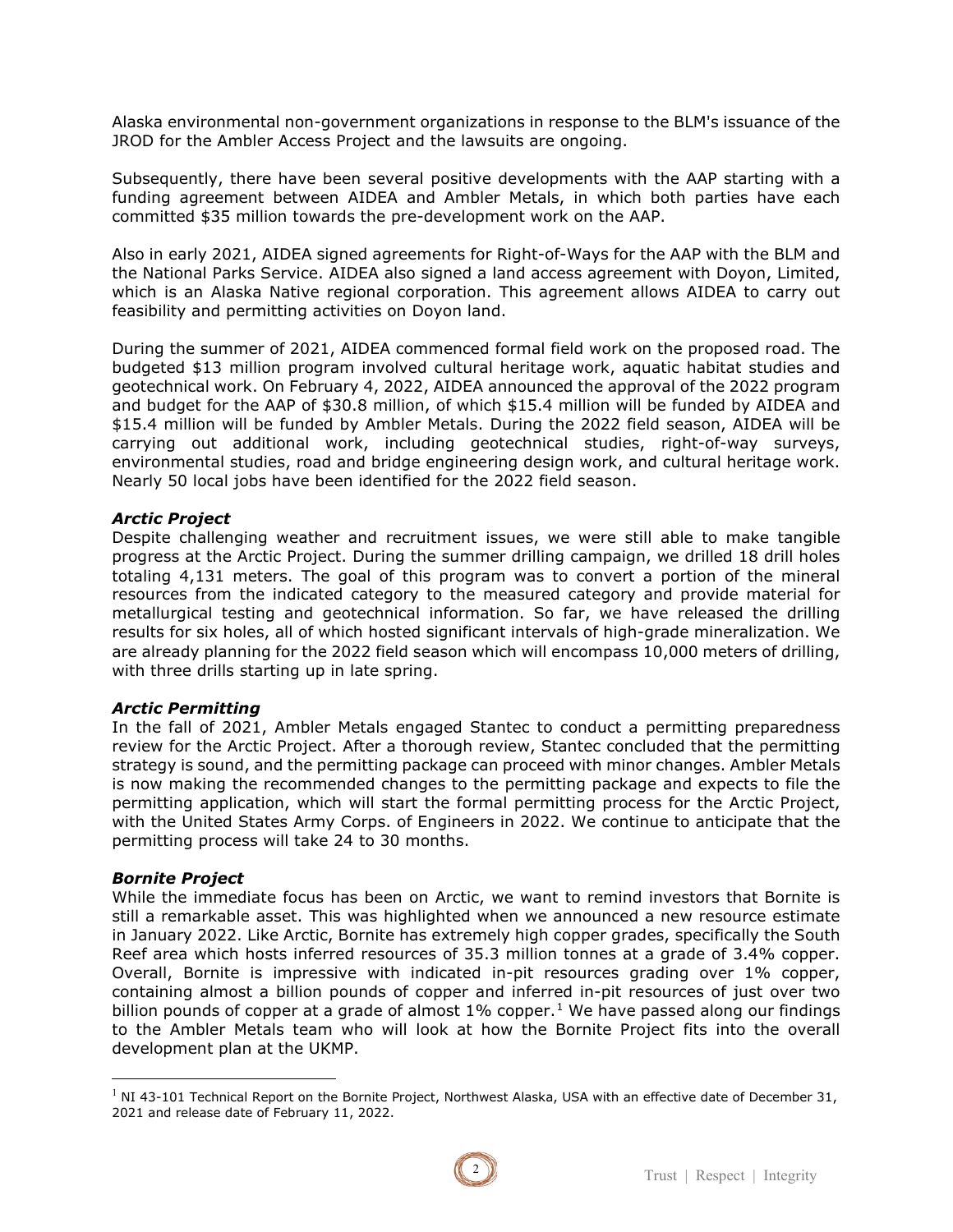Alaska environmental non-government organizations in response to the BLM's issuance of the JROD for the Ambler Access Project and the lawsuits are ongoing.

Subsequently, there have been several positive developments with the AAP starting with a funding agreement between AIDEA and Ambler Metals, in which both parties have each committed \$35 million towards the pre-development work on the AAP.

Also in early 2021, AIDEA signed agreements for Right-of-Ways for the AAP with the BLM and the National Parks Service. AIDEA also signed a land access agreement with Doyon, Limited, which is an Alaska Native regional corporation. This agreement allows AIDEA to carry out feasibility and permitting activities on Doyon land.

During the summer of 2021, AIDEA commenced formal field work on the proposed road. The budgeted \$13 million program involved cultural heritage work, aquatic habitat studies and geotechnical work. On February 4, 2022, AIDEA announced the approval of the 2022 program and budget for the AAP of \$30.8 million, of which \$15.4 million will be funded by AIDEA and \$15.4 million will be funded by Ambler Metals. During the 2022 field season, AIDEA will be carrying out additional work, including geotechnical studies, right-of-way surveys, environmental studies, road and bridge engineering design work, and cultural heritage work. Nearly 50 local jobs have been identified for the 2022 field season.

### *Arctic Project*

Despite challenging weather and recruitment issues, we were still able to make tangible progress at the Arctic Project. During the summer drilling campaign, we drilled 18 drill holes totaling 4,131 meters. The goal of this program was to convert a portion of the mineral resources from the indicated category to the measured category and provide material for metallurgical testing and geotechnical information. So far, we have released the drilling results for six holes, all of which hosted significant intervals of high-grade mineralization. We are already planning for the 2022 field season which will encompass 10,000 meters of drilling, with three drills starting up in late spring.

### *Arctic Permitting*

In the fall of 2021, Ambler Metals engaged Stantec to conduct a permitting preparedness review for the Arctic Project. After a thorough review, Stantec concluded that the permitting strategy is sound, and the permitting package can proceed with minor changes. Ambler Metals is now making the recommended changes to the permitting package and expects to file the permitting application, which will start the formal permitting process for the Arctic Project, with the United States Army Corps. of Engineers in 2022. We continue to anticipate that the permitting process will take 24 to 30 months.

### *Bornite Project*

While the immediate focus has been on Arctic, we want to remind investors that Bornite is still a remarkable asset. This was highlighted when we announced a new resource estimate in January 2022. Like Arctic, Bornite has extremely high copper grades, specifically the South Reef area which hosts inferred resources of 35.3 million tonnes at a grade of 3.4% copper. Overall, Bornite is impressive with indicated in-pit resources grading over 1% copper, containing almost a billion pounds of copper and inferred in-pit resources of just over two billion pounds of copper at a grade of almost 1% copper.[1] We have passed along our findings to the Ambler Metals team who will look at how the Bornite Project fits into the overall development plan at the UKMP.

---

[1] NI 43-101 Technical Report on the Bornite Project, Northwest Alaska, USA with an effective date of December 31, 2021 and release date of February 11, 2022.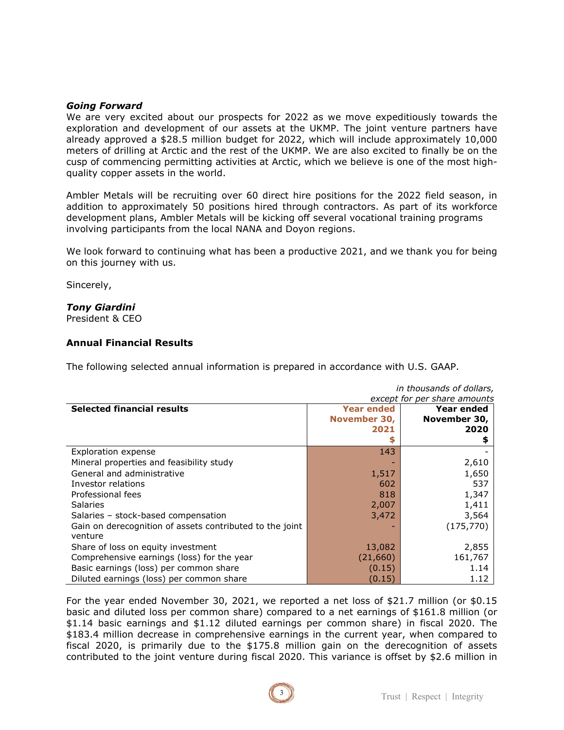***Going Forward***

We are very excited about our prospects for 2022 as we move expeditiously towards the exploration and development of our assets at the UKMP. The joint venture partners have already approved a $28.5 million budget for 2022, which will include approximately 10,000 meters of drilling at Arctic and the rest of the UKMP. We are also excited to finally be on the cusp of commencing permitting activities at Arctic, which we believe is one of the most high-quality copper assets in the world.

Ambler Metals will be recruiting over 60 direct hire positions for the 2022 field season, in addition to approximately 50 positions hired through contractors. As part of its workforce development plans, Ambler Metals will be kicking off several vocational training programs involving participants from the local NANA and Doyon regions.

We look forward to continuing what has been a productive 2021, and we thank you for being on this journey with us.

Sincerely,

***Tony Giardini***
President & CEO

**Annual Financial Results**

The following selected annual information is prepared in accordance with U.S. GAAP.

*in thousands of dollars, except for per share amounts*

| Selected financial results | Year ended November 30, 2021 $ | Year ended November 30, 2020 $ |
|---|---|---|
| Exploration expense | 143 | - |
| Mineral properties and feasibility study | - | 2,610 |
| General and administrative | 1,517 | 1,650 |
| Investor relations | 602 | 537 |
| Professional fees | 818 | 1,347 |
| Salaries | 2,007 | 1,411 |
| Salaries – stock-based compensation | 3,472 | 3,564 |
| Gain on derecognition of assets contributed to the joint venture | - | (175,770) |
| Share of loss on equity investment | 13,082 | 2,855 |
| Comprehensive earnings (loss) for the year | (21,660) | 161,767 |
| Basic earnings (loss) per common share | (0.15) | 1.14 |
| Diluted earnings (loss) per common share | (0.15) | 1.12 |

For the year ended November 30, 2021, we reported a net loss of $21.7 million (or $0.15 basic and diluted loss per common share) compared to a net earnings of $161.8 million (or $1.14 basic earnings and $1.12 diluted earnings per common share) in fiscal 2020. The $183.4 million decrease in comprehensive earnings in the current year, when compared to fiscal 2020, is primarily due to the $175.8 million gain on the derecognition of assets contributed to the joint venture during fiscal 2020. This variance is offset by $2.6 million in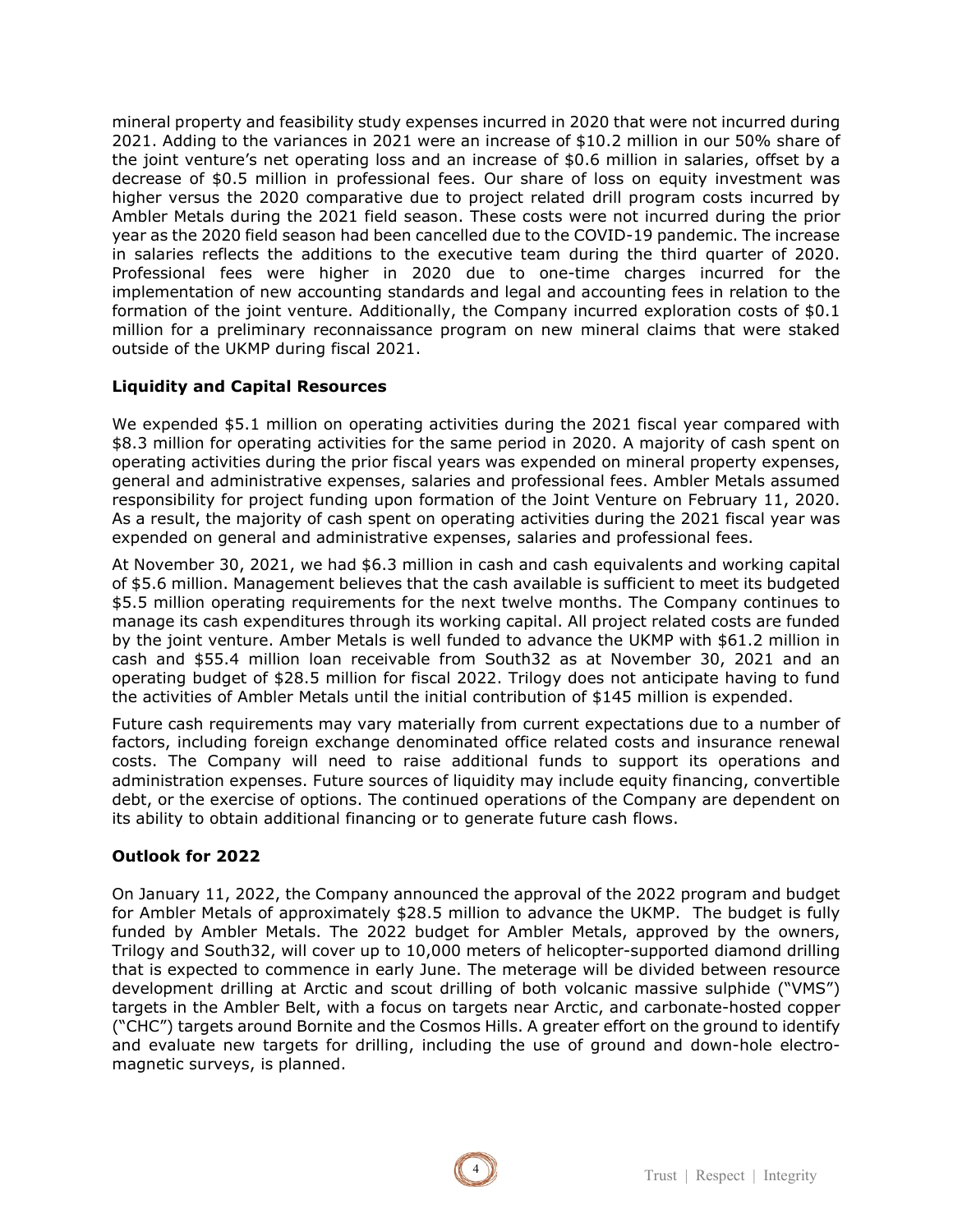mineral property and feasibility study expenses incurred in 2020 that were not incurred during 2021. Adding to the variances in 2021 were an increase of $10.2 million in our 50% share of the joint venture's net operating loss and an increase of $0.6 million in salaries, offset by a decrease of $0.5 million in professional fees. Our share of loss on equity investment was higher versus the 2020 comparative due to project related drill program costs incurred by Ambler Metals during the 2021 field season. These costs were not incurred during the prior year as the 2020 field season had been cancelled due to the COVID-19 pandemic. The increase in salaries reflects the additions to the executive team during the third quarter of 2020. Professional fees were higher in 2020 due to one-time charges incurred for the implementation of new accounting standards and legal and accounting fees in relation to the formation of the joint venture. Additionally, the Company incurred exploration costs of $0.1 million for a preliminary reconnaissance program on new mineral claims that were staked outside of the UKMP during fiscal 2021.

### Liquidity and Capital Resources

We expended $5.1 million on operating activities during the 2021 fiscal year compared with $8.3 million for operating activities for the same period in 2020. A majority of cash spent on operating activities during the prior fiscal years was expended on mineral property expenses, general and administrative expenses, salaries and professional fees. Ambler Metals assumed responsibility for project funding upon formation of the Joint Venture on February 11, 2020. As a result, the majority of cash spent on operating activities during the 2021 fiscal year was expended on general and administrative expenses, salaries and professional fees.

At November 30, 2021, we had $6.3 million in cash and cash equivalents and working capital of $5.6 million. Management believes that the cash available is sufficient to meet its budgeted $5.5 million operating requirements for the next twelve months. The Company continues to manage its cash expenditures through its working capital. All project related costs are funded by the joint venture. Amber Metals is well funded to advance the UKMP with $61.2 million in cash and $55.4 million loan receivable from South32 as at November 30, 2021 and an operating budget of $28.5 million for fiscal 2022. Trilogy does not anticipate having to fund the activities of Ambler Metals until the initial contribution of $145 million is expended.

Future cash requirements may vary materially from current expectations due to a number of factors, including foreign exchange denominated office related costs and insurance renewal costs. The Company will need to raise additional funds to support its operations and administration expenses. Future sources of liquidity may include equity financing, convertible debt, or the exercise of options. The continued operations of the Company are dependent on its ability to obtain additional financing or to generate future cash flows.

### Outlook for 2022

On January 11, 2022, the Company announced the approval of the 2022 program and budget for Ambler Metals of approximately $28.5 million to advance the UKMP. The budget is fully funded by Ambler Metals. The 2022 budget for Ambler Metals, approved by the owners, Trilogy and South32, will cover up to 10,000 meters of helicopter-supported diamond drilling that is expected to commence in early June. The meterage will be divided between resource development drilling at Arctic and scout drilling of both volcanic massive sulphide ("VMS") targets in the Ambler Belt, with a focus on targets near Arctic, and carbonate-hosted copper ("CHC") targets around Bornite and the Cosmos Hills. A greater effort on the ground to identify and evaluate new targets for drilling, including the use of ground and down-hole electromagnetic surveys, is planned.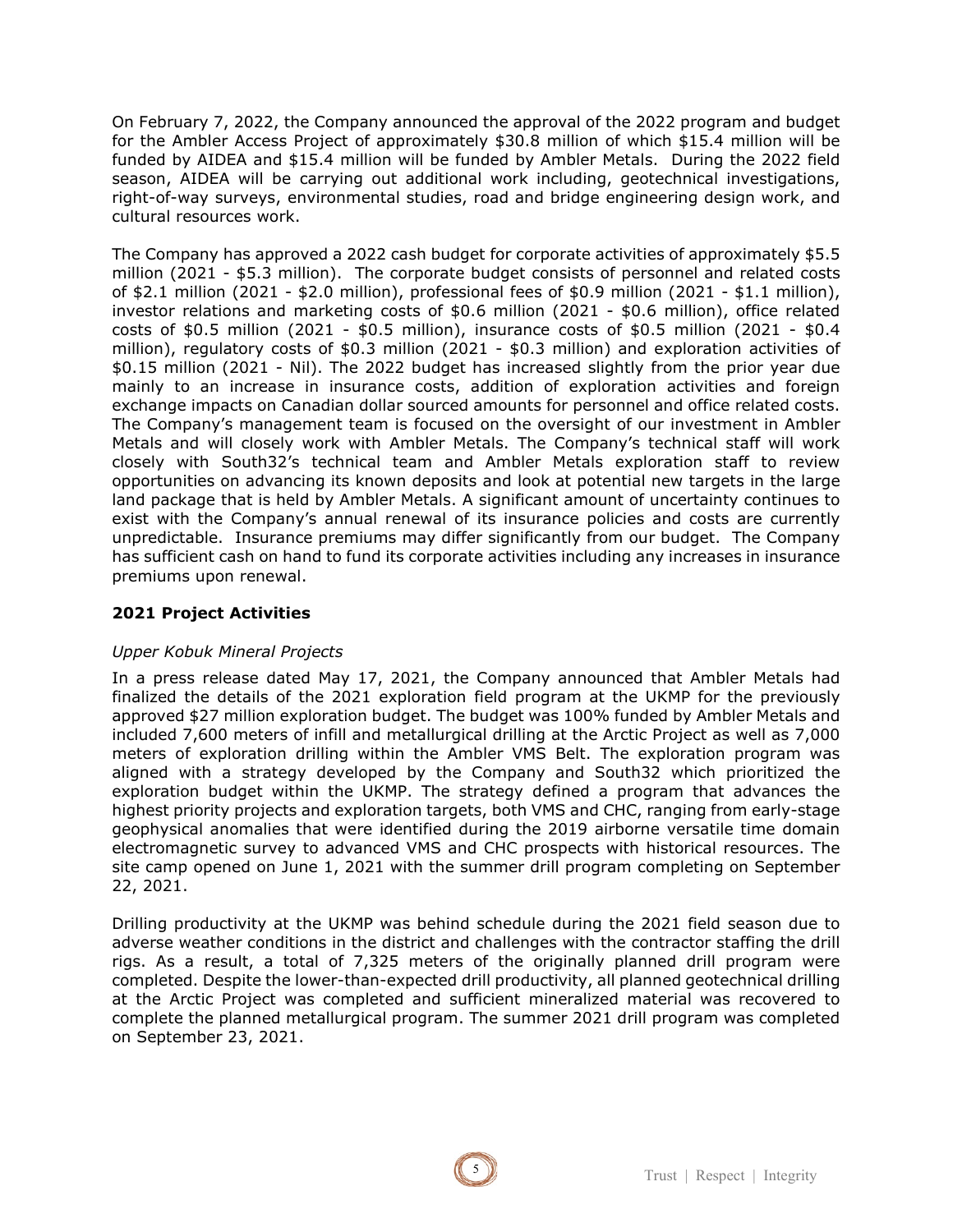On February 7, 2022, the Company announced the approval of the 2022 program and budget for the Ambler Access Project of approximately $30.8 million of which $15.4 million will be funded by AIDEA and $15.4 million will be funded by Ambler Metals. During the 2022 field season, AIDEA will be carrying out additional work including, geotechnical investigations, right-of-way surveys, environmental studies, road and bridge engineering design work, and cultural resources work.

The Company has approved a 2022 cash budget for corporate activities of approximately $5.5 million (2021 - $5.3 million). The corporate budget consists of personnel and related costs of $2.1 million (2021 - $2.0 million), professional fees of $0.9 million (2021 - $1.1 million), investor relations and marketing costs of $0.6 million (2021 - $0.6 million), office related costs of $0.5 million (2021 - $0.5 million), insurance costs of $0.5 million (2021 - $0.4 million), regulatory costs of $0.3 million (2021 - $0.3 million) and exploration activities of $0.15 million (2021 - Nil). The 2022 budget has increased slightly from the prior year due mainly to an increase in insurance costs, addition of exploration activities and foreign exchange impacts on Canadian dollar sourced amounts for personnel and office related costs. The Company's management team is focused on the oversight of our investment in Ambler Metals and will closely work with Ambler Metals. The Company's technical staff will work closely with South32's technical team and Ambler Metals exploration staff to review opportunities on advancing its known deposits and look at potential new targets in the large land package that is held by Ambler Metals. A significant amount of uncertainty continues to exist with the Company's annual renewal of its insurance policies and costs are currently unpredictable. Insurance premiums may differ significantly from our budget. The Company has sufficient cash on hand to fund its corporate activities including any increases in insurance premiums upon renewal.

## 2021 Project Activities

*Upper Kobuk Mineral Projects*

In a press release dated May 17, 2021, the Company announced that Ambler Metals had finalized the details of the 2021 exploration field program at the UKMP for the previously approved $27 million exploration budget. The budget was 100% funded by Ambler Metals and included 7,600 meters of infill and metallurgical drilling at the Arctic Project as well as 7,000 meters of exploration drilling within the Ambler VMS Belt. The exploration program was aligned with a strategy developed by the Company and South32 which prioritized the exploration budget within the UKMP. The strategy defined a program that advances the highest priority projects and exploration targets, both VMS and CHC, ranging from early-stage geophysical anomalies that were identified during the 2019 airborne versatile time domain electromagnetic survey to advanced VMS and CHC prospects with historical resources. The site camp opened on June 1, 2021 with the summer drill program completing on September 22, 2021.

Drilling productivity at the UKMP was behind schedule during the 2021 field season due to adverse weather conditions in the district and challenges with the contractor staffing the drill rigs. As a result, a total of 7,325 meters of the originally planned drill program were completed. Despite the lower-than-expected drill productivity, all planned geotechnical drilling at the Arctic Project was completed and sufficient mineralized material was recovered to complete the planned metallurgical program. The summer 2021 drill program was completed on September 23, 2021.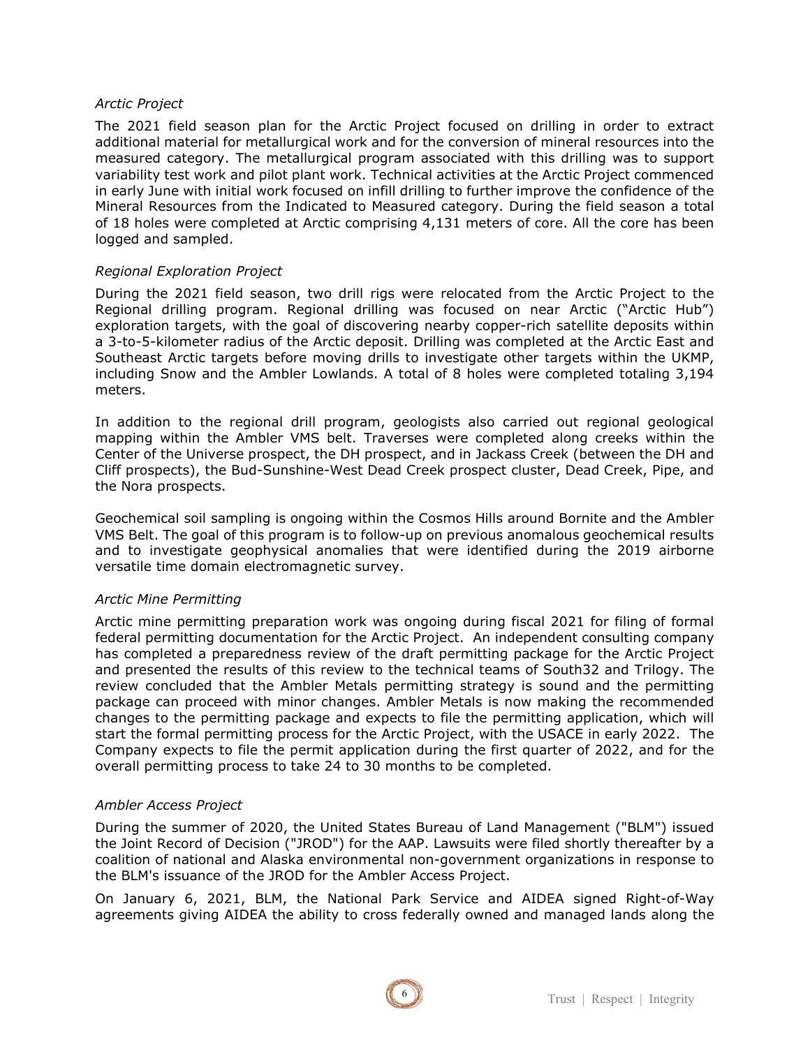*Arctic Project*

The 2021 field season plan for the Arctic Project focused on drilling in order to extract additional material for metallurgical work and for the conversion of mineral resources into the measured category. The metallurgical program associated with this drilling was to support variability test work and pilot plant work. Technical activities at the Arctic Project commenced in early June with initial work focused on infill drilling to further improve the confidence of the Mineral Resources from the Indicated to Measured category. During the field season a total of 18 holes were completed at Arctic comprising 4,131 meters of core. All the core has been logged and sampled.

*Regional Exploration Project*

During the 2021 field season, two drill rigs were relocated from the Arctic Project to the Regional drilling program. Regional drilling was focused on near Arctic ("Arctic Hub") exploration targets, with the goal of discovering nearby copper-rich satellite deposits within a 3-to-5-kilometer radius of the Arctic deposit. Drilling was completed at the Arctic East and Southeast Arctic targets before moving drills to investigate other targets within the UKMP, including Snow and the Ambler Lowlands. A total of 8 holes were completed totaling 3,194 meters.

In addition to the regional drill program, geologists also carried out regional geological mapping within the Ambler VMS belt. Traverses were completed along creeks within the Center of the Universe prospect, the DH prospect, and in Jackass Creek (between the DH and Cliff prospects), the Bud-Sunshine-West Dead Creek prospect cluster, Dead Creek, Pipe, and the Nora prospects.

Geochemical soil sampling is ongoing within the Cosmos Hills around Bornite and the Ambler VMS Belt. The goal of this program is to follow-up on previous anomalous geochemical results and to investigate geophysical anomalies that were identified during the 2019 airborne versatile time domain electromagnetic survey.

*Arctic Mine Permitting*

Arctic mine permitting preparation work was ongoing during fiscal 2021 for filing of formal federal permitting documentation for the Arctic Project. An independent consulting company has completed a preparedness review of the draft permitting package for the Arctic Project and presented the results of this review to the technical teams of South32 and Trilogy. The review concluded that the Ambler Metals permitting strategy is sound and the permitting package can proceed with minor changes. Ambler Metals is now making the recommended changes to the permitting package and expects to file the permitting application, which will start the formal permitting process for the Arctic Project, with the USACE in early 2022. The Company expects to file the permit application during the first quarter of 2022, and for the overall permitting process to take 24 to 30 months to be completed.

*Ambler Access Project*

During the summer of 2020, the United States Bureau of Land Management ("BLM") issued the Joint Record of Decision ("JROD") for the AAP. Lawsuits were filed shortly thereafter by a coalition of national and Alaska environmental non-government organizations in response to the BLM's issuance of the JROD for the Ambler Access Project.

On January 6, 2021, BLM, the National Park Service and AIDEA signed Right-of-Way agreements giving AIDEA the ability to cross federally owned and managed lands along the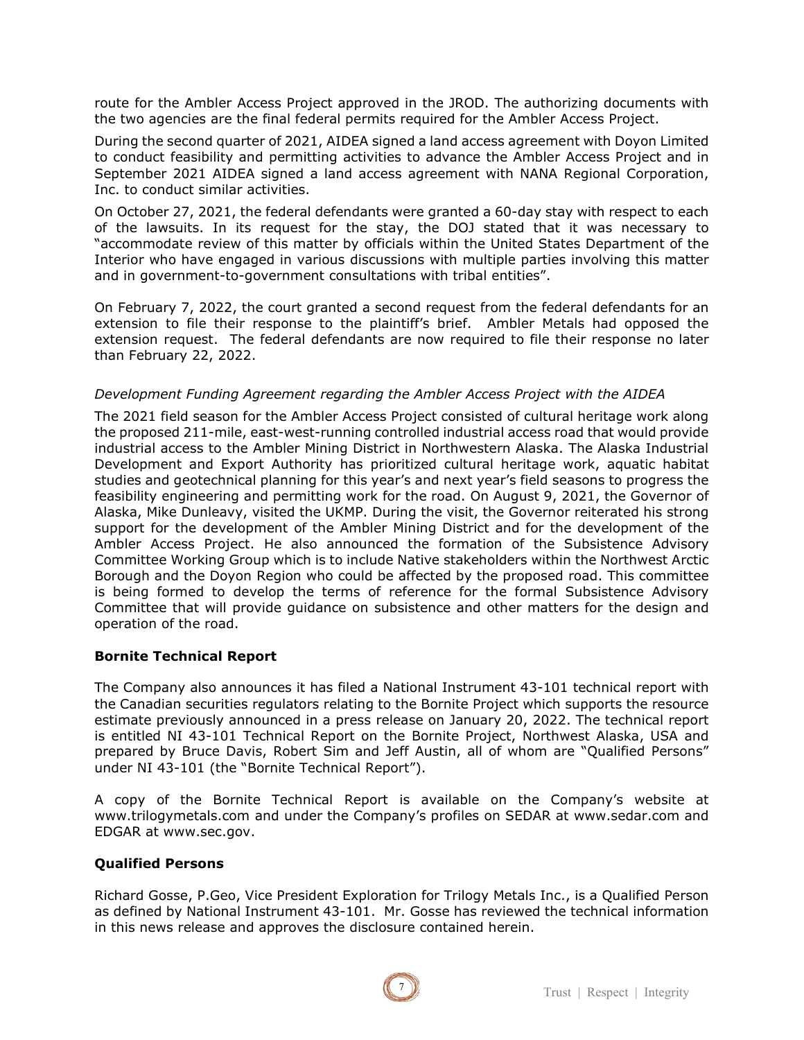route for the Ambler Access Project approved in the JROD. The authorizing documents with the two agencies are the final federal permits required for the Ambler Access Project.

During the second quarter of 2021, AIDEA signed a land access agreement with Doyon Limited to conduct feasibility and permitting activities to advance the Ambler Access Project and in September 2021 AIDEA signed a land access agreement with NANA Regional Corporation, Inc. to conduct similar activities.

On October 27, 2021, the federal defendants were granted a 60-day stay with respect to each of the lawsuits. In its request for the stay, the DOJ stated that it was necessary to "accommodate review of this matter by officials within the United States Department of the Interior who have engaged in various discussions with multiple parties involving this matter and in government-to-government consultations with tribal entities".

On February 7, 2022, the court granted a second request from the federal defendants for an extension to file their response to the plaintiff's brief. Ambler Metals had opposed the extension request. The federal defendants are now required to file their response no later than February 22, 2022.

*Development Funding Agreement regarding the Ambler Access Project with the AIDEA*

The 2021 field season for the Ambler Access Project consisted of cultural heritage work along the proposed 211-mile, east-west-running controlled industrial access road that would provide industrial access to the Ambler Mining District in Northwestern Alaska. The Alaska Industrial Development and Export Authority has prioritized cultural heritage work, aquatic habitat studies and geotechnical planning for this year's and next year's field seasons to progress the feasibility engineering and permitting work for the road. On August 9, 2021, the Governor of Alaska, Mike Dunleavy, visited the UKMP. During the visit, the Governor reiterated his strong support for the development of the Ambler Mining District and for the development of the Ambler Access Project. He also announced the formation of the Subsistence Advisory Committee Working Group which is to include Native stakeholders within the Northwest Arctic Borough and the Doyon Region who could be affected by the proposed road. This committee is being formed to develop the terms of reference for the formal Subsistence Advisory Committee that will provide guidance on subsistence and other matters for the design and operation of the road.

**Bornite Technical Report**

The Company also announces it has filed a National Instrument 43-101 technical report with the Canadian securities regulators relating to the Bornite Project which supports the resource estimate previously announced in a press release on January 20, 2022. The technical report is entitled NI 43-101 Technical Report on the Bornite Project, Northwest Alaska, USA and prepared by Bruce Davis, Robert Sim and Jeff Austin, all of whom are "Qualified Persons" under NI 43-101 (the "Bornite Technical Report").

A copy of the Bornite Technical Report is available on the Company's website at www.trilogymetals.com and under the Company's profiles on SEDAR at www.sedar.com and EDGAR at www.sec.gov.

**Qualified Persons**

Richard Gosse, P.Geo, Vice President Exploration for Trilogy Metals Inc., is a Qualified Person as defined by National Instrument 43-101. Mr. Gosse has reviewed the technical information in this news release and approves the disclosure contained herein.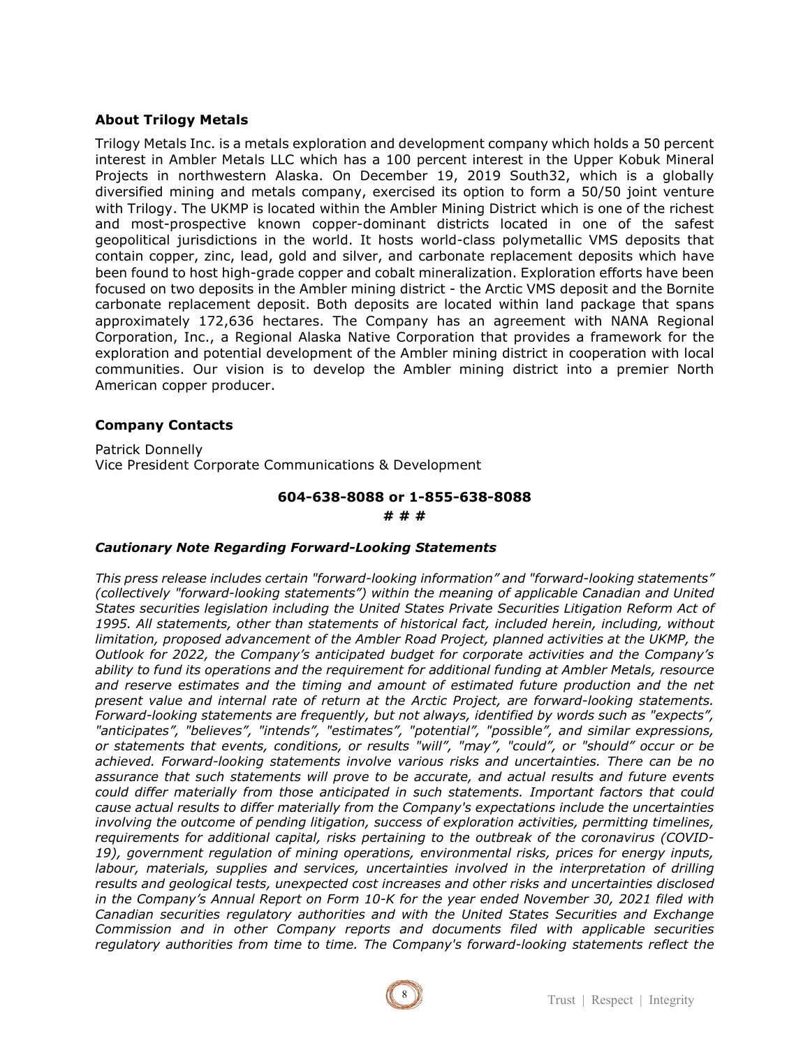### About Trilogy Metals

Trilogy Metals Inc. is a metals exploration and development company which holds a 50 percent interest in Ambler Metals LLC which has a 100 percent interest in the Upper Kobuk Mineral Projects in northwestern Alaska. On December 19, 2019 South32, which is a globally diversified mining and metals company, exercised its option to form a 50/50 joint venture with Trilogy. The UKMP is located within the Ambler Mining District which is one of the richest and most-prospective known copper-dominant districts located in one of the safest geopolitical jurisdictions in the world. It hosts world-class polymetallic VMS deposits that contain copper, zinc, lead, gold and silver, and carbonate replacement deposits which have been found to host high-grade copper and cobalt mineralization. Exploration efforts have been focused on two deposits in the Ambler mining district - the Arctic VMS deposit and the Bornite carbonate replacement deposit. Both deposits are located within land package that spans approximately 172,636 hectares. The Company has an agreement with NANA Regional Corporation, Inc., a Regional Alaska Native Corporation that provides a framework for the exploration and potential development of the Ambler mining district in cooperation with local communities. Our vision is to develop the Ambler mining district into a premier North American copper producer.

### Company Contacts

Patrick Donnelly
Vice President Corporate Communications & Development

**604-638-8088 or 1-855-638-8088**

**# # #**

***Cautionary Note Regarding Forward-Looking Statements***

*This press release includes certain "forward-looking information" and "forward-looking statements" (collectively "forward-looking statements") within the meaning of applicable Canadian and United States securities legislation including the United States Private Securities Litigation Reform Act of 1995. All statements, other than statements of historical fact, included herein, including, without limitation, proposed advancement of the Ambler Road Project, planned activities at the UKMP, the Outlook for 2022, the Company's anticipated budget for corporate activities and the Company's ability to fund its operations and the requirement for additional funding at Ambler Metals, resource and reserve estimates and the timing and amount of estimated future production and the net present value and internal rate of return at the Arctic Project, are forward-looking statements. Forward-looking statements are frequently, but not always, identified by words such as "expects", "anticipates", "believes", "intends", "estimates", "potential", "possible", and similar expressions, or statements that events, conditions, or results "will", "may", "could", or "should" occur or be achieved. Forward-looking statements involve various risks and uncertainties. There can be no assurance that such statements will prove to be accurate, and actual results and future events could differ materially from those anticipated in such statements. Important factors that could cause actual results to differ materially from the Company's expectations include the uncertainties involving the outcome of pending litigation, success of exploration activities, permitting timelines, requirements for additional capital, risks pertaining to the outbreak of the coronavirus (COVID-19), government regulation of mining operations, environmental risks, prices for energy inputs, labour, materials, supplies and services, uncertainties involved in the interpretation of drilling results and geological tests, unexpected cost increases and other risks and uncertainties disclosed in the Company's Annual Report on Form 10-K for the year ended November 30, 2021 filed with Canadian securities regulatory authorities and with the United States Securities and Exchange Commission and in other Company reports and documents filed with applicable securities regulatory authorities from time to time. The Company's forward-looking statements reflect the*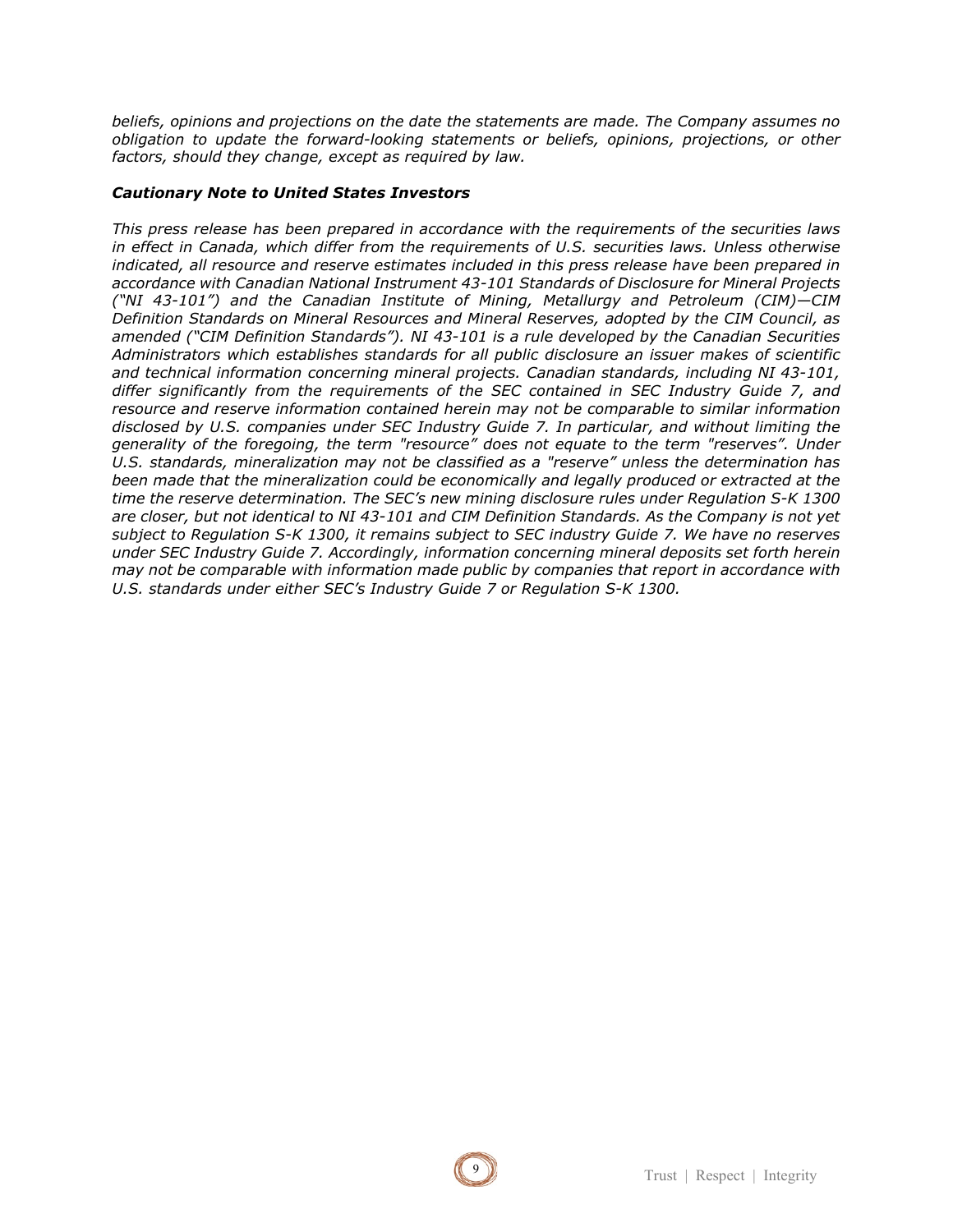*beliefs, opinions and projections on the date the statements are made. The Company assumes no obligation to update the forward-looking statements or beliefs, opinions, projections, or other factors, should they change, except as required by law.*

### *Cautionary Note to United States Investors*

*This press release has been prepared in accordance with the requirements of the securities laws in effect in Canada, which differ from the requirements of U.S. securities laws. Unless otherwise indicated, all resource and reserve estimates included in this press release have been prepared in accordance with Canadian National Instrument 43-101 Standards of Disclosure for Mineral Projects ("NI 43-101") and the Canadian Institute of Mining, Metallurgy and Petroleum (CIM)—CIM Definition Standards on Mineral Resources and Mineral Reserves, adopted by the CIM Council, as amended ("CIM Definition Standards"). NI 43-101 is a rule developed by the Canadian Securities Administrators which establishes standards for all public disclosure an issuer makes of scientific and technical information concerning mineral projects. Canadian standards, including NI 43-101, differ significantly from the requirements of the SEC contained in SEC Industry Guide 7, and resource and reserve information contained herein may not be comparable to similar information disclosed by U.S. companies under SEC Industry Guide 7. In particular, and without limiting the generality of the foregoing, the term "resource" does not equate to the term "reserves". Under U.S. standards, mineralization may not be classified as a "reserve" unless the determination has been made that the mineralization could be economically and legally produced or extracted at the time the reserve determination. The SEC's new mining disclosure rules under Regulation S-K 1300 are closer, but not identical to NI 43-101 and CIM Definition Standards. As the Company is not yet subject to Regulation S-K 1300, it remains subject to SEC industry Guide 7. We have no reserves under SEC Industry Guide 7. Accordingly, information concerning mineral deposits set forth herein may not be comparable with information made public by companies that report in accordance with U.S. standards under either SEC's Industry Guide 7 or Regulation S-K 1300.*